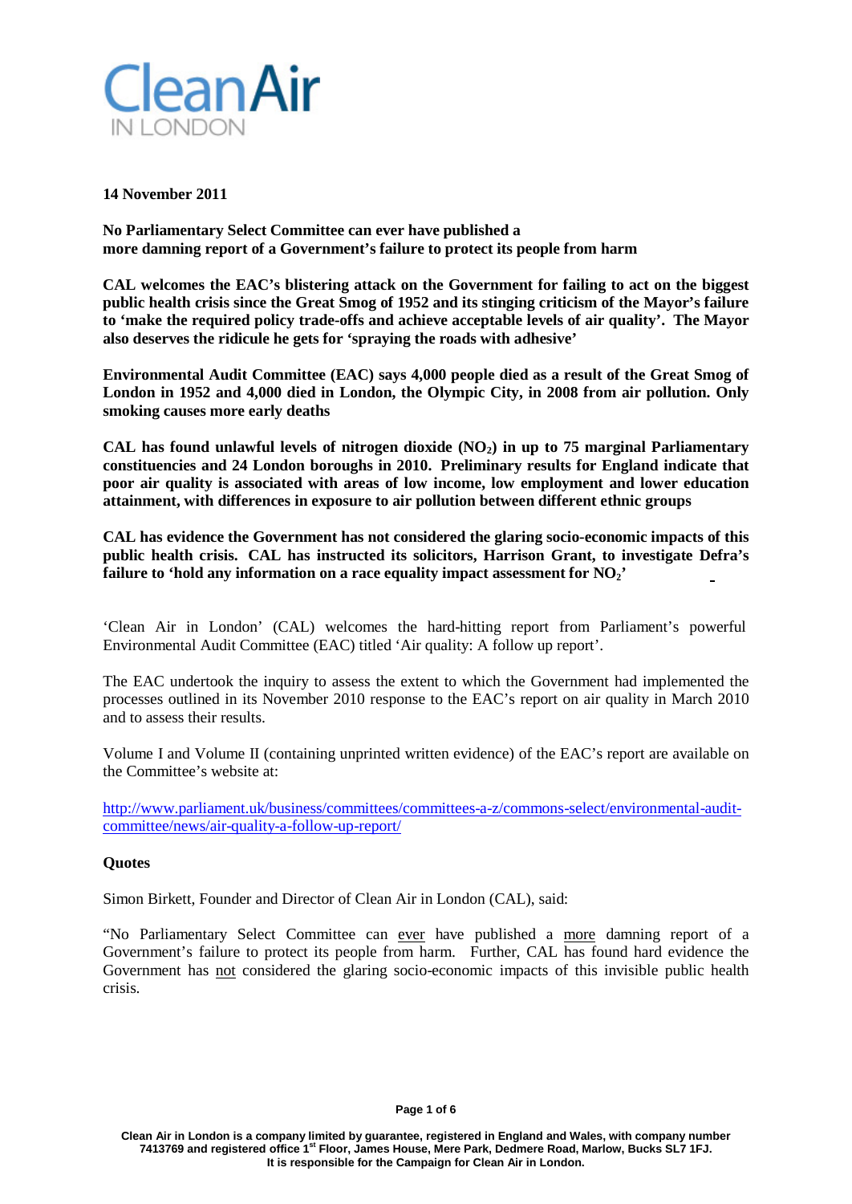Clean Air IN LONDON

**14 November 2011**

**No Parliamentary Select Committee can ever have published a more damning report of a Government's failure to protect its people from harm**

**CAL welcomes the EAC's blistering attack on the Government for failing to act on the biggest public health crisis since the Great Smog of 1952 and its stinging criticism of the Mayor's failure to 'make the required policy trade-offs and achieve acceptable levels of air quality'. The Mayor also deserves the ridicule he gets for 'spraying the roads with adhesive'**

**Environmental Audit Committee (EAC) says 4,000 people died as a result of the Great Smog of London in 1952 and 4,000 died in London, the Olympic City, in 2008 from air pollution. Only smoking causes more early deaths**

**CAL has found unlawful levels of nitrogen dioxide ($NO_2$) in up to 75 marginal Parliamentary constituencies and 24 London boroughs in 2010. Preliminary results for England indicate that poor air quality is associated with areas of low income, low employment and lower education attainment, with differences in exposure to air pollution between different ethnic groups**

**CAL has evidence the Government has not considered the glaring socio-economic impacts of this public health crisis. CAL has instructed its solicitors, Harrison Grant, to investigate Defra's failure to 'hold any information on a race equality impact assessment for $NO_2$'**

'Clean Air in London' (CAL) welcomes the hard-hitting report from Parliament's powerful Environmental Audit Committee (EAC) titled 'Air quality: A follow up report'.

The EAC undertook the inquiry to assess the extent to which the Government had implemented the processes outlined in its November 2010 response to the EAC's report on air quality in March 2010 and to assess their results.

Volume I and Volume II (containing unprinted written evidence) of the EAC's report are available on the Committee's website at:

http://www.parliament.uk/business/committees/committees-a-z/commons-select/environmental-audit-committee/news/air-quality-a-follow-up-report/

**Quotes**

Simon Birkett, Founder and Director of Clean Air in London (CAL), said:

"No Parliamentary Select Committee can ever have published a more damning report of a Government's failure to protect its people from harm. Further, CAL has found hard evidence the Government has not considered the glaring socio-economic impacts of this invisible public health crisis.

Clean Air in London is a company limited by guarantee, registered in England and Wales, with company number 7413769 and registered office 1st Floor, James House, Mere Park, Dedmere Road, Marlow, Bucks SL7 1FJ. It is responsible for the Campaign for Clean Air in London.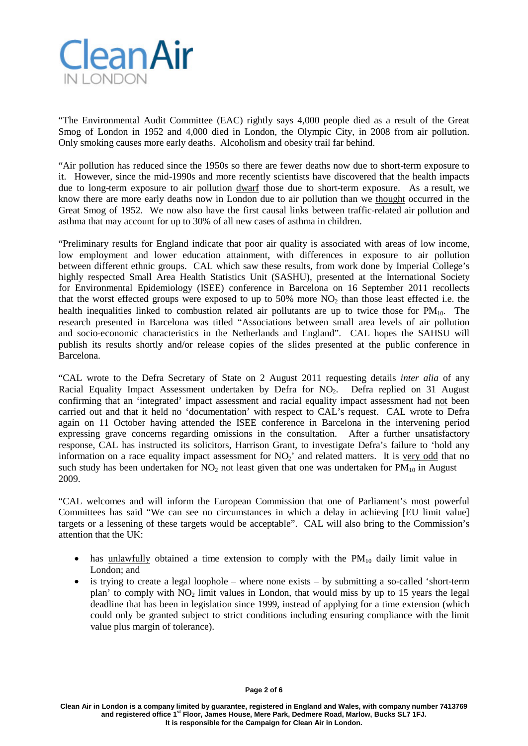"The Environmental Audit Committee (EAC) rightly says 4,000 people died as a result of the Great Smog of London in 1952 and 4,000 died in London, the Olympic City, in 2008 from air pollution. Only smoking causes more early deaths. Alcoholism and obesity trail far behind.

"Air pollution has reduced since the 1950s so there are fewer deaths now due to short-term exposure to it. However, since the mid-1990s and more recently scientists have discovered that the health impacts due to long-term exposure to air pollution dwarf those due to short-term exposure. As a result, we know there are more early deaths now in London due to air pollution than we thought occurred in the Great Smog of 1952. We now also have the first causal links between traffic-related air pollution and asthma that may account for up to 30% of all new cases of asthma in children.

"Preliminary results for England indicate that poor air quality is associated with areas of low income, low employment and lower education attainment, with differences in exposure to air pollution between different ethnic groups. CAL which saw these results, from work done by Imperial College's highly respected Small Area Health Statistics Unit (SASHU), presented at the International Society for Environmental Epidemiology (ISEE) conference in Barcelona on 16 September 2011 recollects that the worst effected groups were exposed to up to 50% more $NO_2$ than those least effected i.e. the health inequalities linked to combustion related air pollutants are up to twice those for $PM_{10}$. The research presented in Barcelona was titled "Associations between small area levels of air pollution and socio-economic characteristics in the Netherlands and England". CAL hopes the SAHSU will publish its results shortly and/or release copies of the slides presented at the public conference in Barcelona.

"CAL wrote to the Defra Secretary of State on 2 August 2011 requesting details *inter alia* of any Racial Equality Impact Assessment undertaken by Defra for $NO_2$. Defra replied on 31 August confirming that an 'integrated' impact assessment and racial equality impact assessment had not been carried out and that it held no 'documentation' with respect to CAL's request. CAL wrote to Defra again on 11 October having attended the ISEE conference in Barcelona in the intervening period expressing grave concerns regarding omissions in the consultation. After a further unsatisfactory response, CAL has instructed its solicitors, Harrison Grant, to investigate Defra's failure to 'hold any information on a race equality impact assessment for $NO_2$' and related matters. It is very odd that no such study has been undertaken for $NO_2$ not least given that one was undertaken for $PM_{10}$ in August 2009.

"CAL welcomes and will inform the European Commission that one of Parliament's most powerful Committees has said "We can see no circumstances in which a delay in achieving [EU limit value] targets or a lessening of these targets would be acceptable". CAL will also bring to the Commission's attention that the UK:

- has unlawfully obtained a time extension to comply with the $PM_{10}$ daily limit value in London; and
- is trying to create a legal loophole – where none exists – by submitting a so-called 'short-term plan' to comply with $NO_2$ limit values in London, that would miss by up to 15 years the legal deadline that has been in legislation since 1999, instead of applying for a time extension (which could only be granted subject to strict conditions including ensuring compliance with the limit value plus margin of tolerance).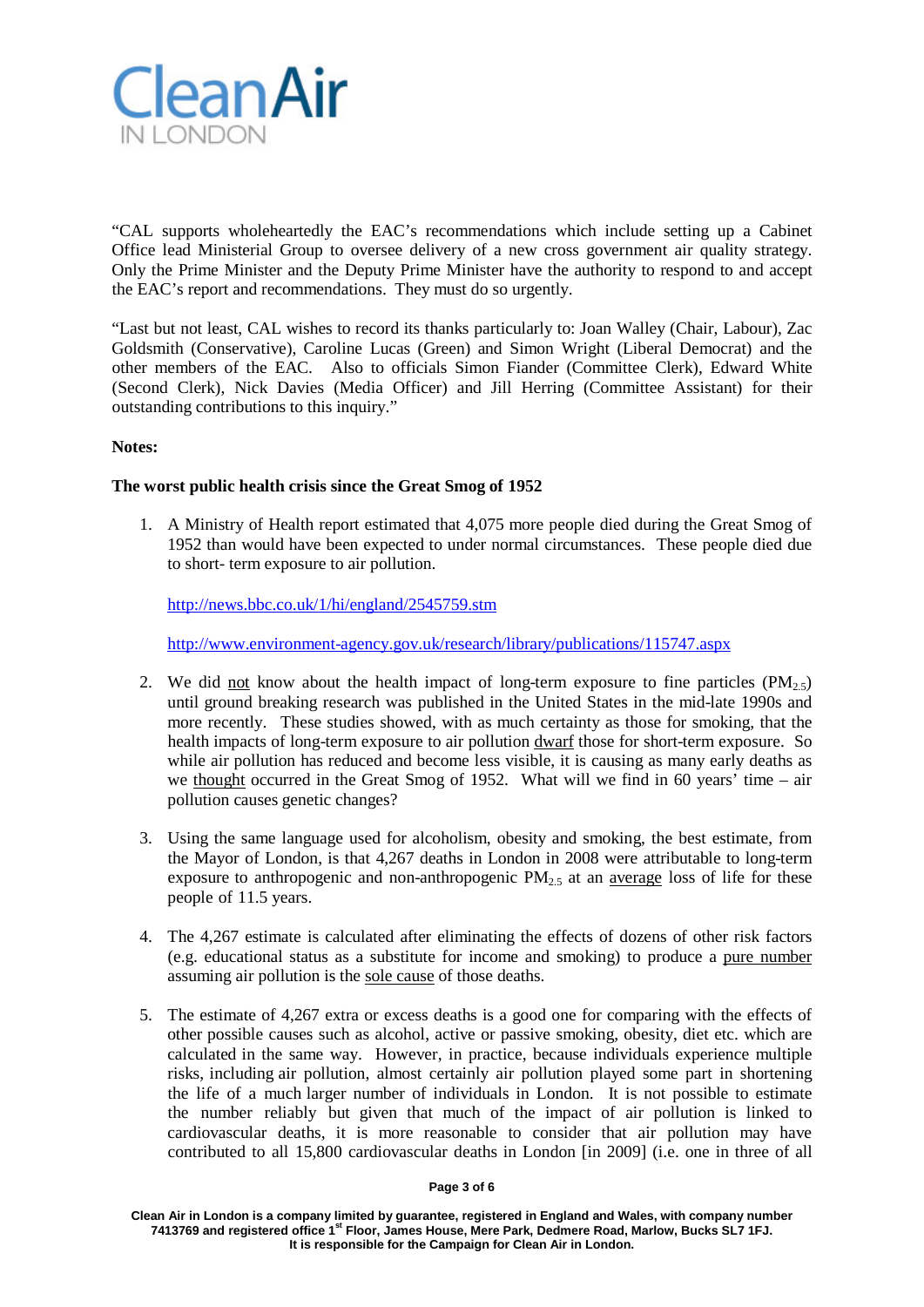"CAL supports wholeheartedly the EAC's recommendations which include setting up a Cabinet Office lead Ministerial Group to oversee delivery of a new cross government air quality strategy. Only the Prime Minister and the Deputy Prime Minister have the authority to respond to and accept the EAC's report and recommendations. They must do so urgently.

"Last but not least, CAL wishes to record its thanks particularly to: Joan Walley (Chair, Labour), Zac Goldsmith (Conservative), Caroline Lucas (Green) and Simon Wright (Liberal Democrat) and the other members of the EAC. Also to officials Simon Fiander (Committee Clerk), Edward White (Second Clerk), Nick Davies (Media Officer) and Jill Herring (Committee Assistant) for their outstanding contributions to this inquiry."

**Notes:**

**The worst public health crisis since the Great Smog of 1952**

1. A Ministry of Health report estimated that 4,075 more people died during the Great Smog of 1952 than would have been expected to under normal circumstances. These people died due to short- term exposure to air pollution.

   http://news.bbc.co.uk/1/hi/england/2545759.stm

   http://www.environment-agency.gov.uk/research/library/publications/115747.aspx

2. We did not know about the health impact of long-term exposure to fine particles ($PM_{2.5}$) until ground breaking research was published in the United States in the mid-late 1990s and more recently. These studies showed, with as much certainty as those for smoking, that the health impacts of long-term exposure to air pollution dwarf those for short-term exposure. So while air pollution has reduced and become less visible, it is causing as many early deaths as we thought occurred in the Great Smog of 1952. What will we find in 60 years' time – air pollution causes genetic changes?

3. Using the same language used for alcoholism, obesity and smoking, the best estimate, from the Mayor of London, is that 4,267 deaths in London in 2008 were attributable to long-term exposure to anthropogenic and non-anthropogenic $PM_{2.5}$ at an average loss of life for these people of 11.5 years.

4. The 4,267 estimate is calculated after eliminating the effects of dozens of other risk factors (e.g. educational status as a substitute for income and smoking) to produce a pure number assuming air pollution is the sole cause of those deaths.

5. The estimate of 4,267 extra or excess deaths is a good one for comparing with the effects of other possible causes such as alcohol, active or passive smoking, obesity, diet etc. which are calculated in the same way. However, in practice, because individuals experience multiple risks, including air pollution, almost certainly air pollution played some part in shortening the life of a much larger number of individuals in London. It is not possible to estimate the number reliably but given that much of the impact of air pollution is linked to cardiovascular deaths, it is more reasonable to consider that air pollution may have contributed to all 15,800 cardiovascular deaths in London [in 2009] (i.e. one in three of all

Clean Air in London is a company limited by guarantee, registered in England and Wales, with company number 7413769 and registered office 1st Floor, James House, Mere Park, Dedmere Road, Marlow, Bucks SL7 1FJ. It is responsible for the Campaign for Clean Air in London.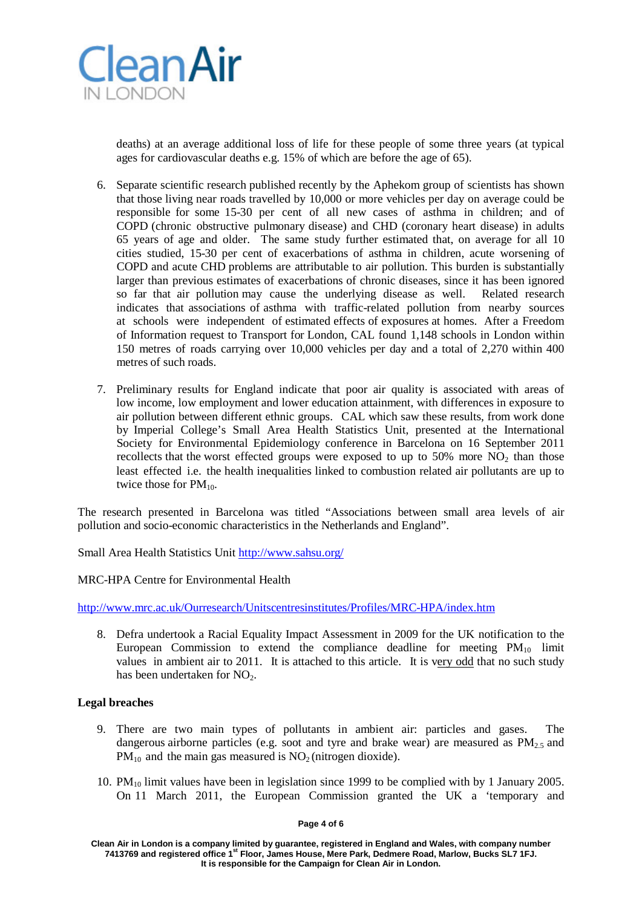deaths) at an average additional loss of life for these people of some three years (at typical ages for cardiovascular deaths e.g. 15% of which are before the age of 65).

6. Separate scientific research published recently by the Aphekom group of scientists has shown that those living near roads travelled by 10,000 or more vehicles per day on average could be responsible for some 15-30 per cent of all new cases of asthma in children; and of COPD (chronic obstructive pulmonary disease) and CHD (coronary heart disease) in adults 65 years of age and older. The same study further estimated that, on average for all 10 cities studied, 15-30 per cent of exacerbations of asthma in children, acute worsening of COPD and acute CHD problems are attributable to air pollution. This burden is substantially larger than previous estimates of exacerbations of chronic diseases, since it has been ignored so far that air pollution may cause the underlying disease as well. Related research indicates that associations of asthma with traffic-related pollution from nearby sources at schools were independent of estimated effects of exposures at homes. After a Freedom of Information request to Transport for London, CAL found 1,148 schools in London within 150 metres of roads carrying over 10,000 vehicles per day and a total of 2,270 within 400 metres of such roads.

7. Preliminary results for England indicate that poor air quality is associated with areas of low income, low employment and lower education attainment, with differences in exposure to air pollution between different ethnic groups. CAL which saw these results, from work done by Imperial College's Small Area Health Statistics Unit, presented at the International Society for Environmental Epidemiology conference in Barcelona on 16 September 2011 recollects that the worst effected groups were exposed to up to 50% more $NO_2$ than those least effected i.e. the health inequalities linked to combustion related air pollutants are up to twice those for $PM_{10}$.

The research presented in Barcelona was titled "Associations between small area levels of air pollution and socio-economic characteristics in the Netherlands and England".

Small Area Health Statistics Unit http://www.sahsu.org/

MRC-HPA Centre for Environmental Health

http://www.mrc.ac.uk/Ourresearch/Unitscentresinstitutes/Profiles/MRC-HPA/index.htm

8. Defra undertook a Racial Equality Impact Assessment in 2009 for the UK notification to the European Commission to extend the compliance deadline for meeting $PM_{10}$ limit values in ambient air to 2011. It is attached to this article. It is very odd that no such study has been undertaken for $NO_2$.

**Legal breaches**

9. There are two main types of pollutants in ambient air: particles and gases. The dangerous airborne particles (e.g. soot and tyre and brake wear) are measured as $PM_{2.5}$ and $PM_{10}$ and the main gas measured is $NO_2$ (nitrogen dioxide).

10. $PM_{10}$ limit values have been in legislation since 1999 to be complied with by 1 January 2005. On 11 March 2011, the European Commission granted the UK a 'temporary and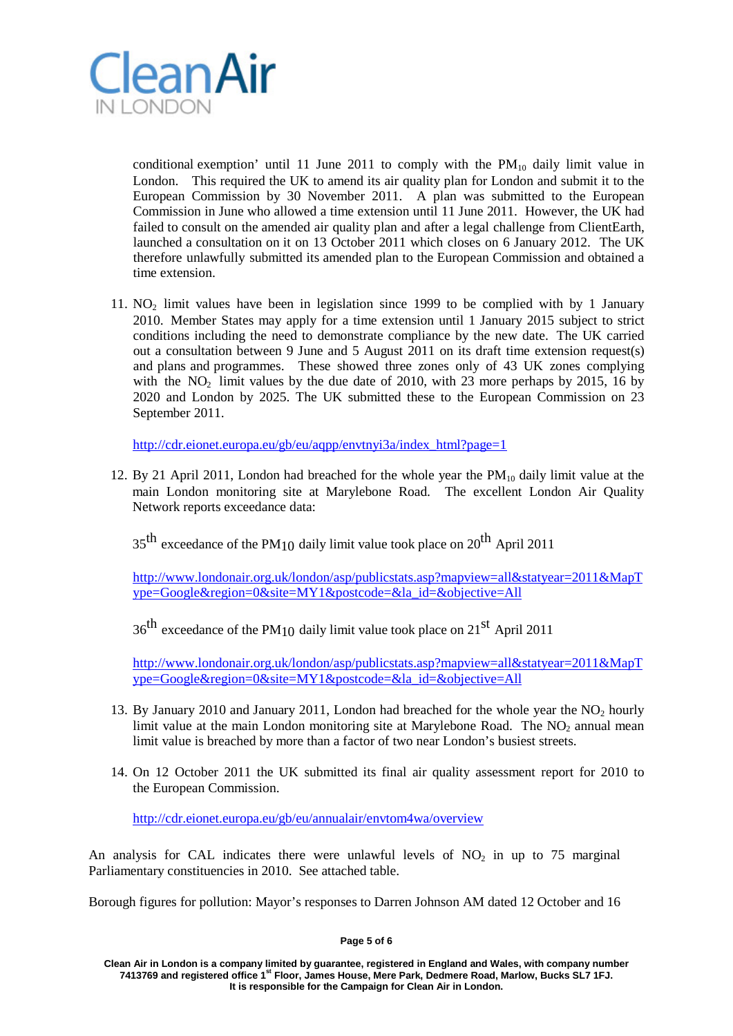conditional exemption' until 11 June 2011 to comply with the $PM_{10}$ daily limit value in London. This required the UK to amend its air quality plan for London and submit it to the European Commission by 30 November 2011. A plan was submitted to the European Commission in June who allowed a time extension until 11 June 2011. However, the UK had failed to consult on the amended air quality plan and after a legal challenge from ClientEarth, launched a consultation on it on 13 October 2011 which closes on 6 January 2012. The UK therefore unlawfully submitted its amended plan to the European Commission and obtained a time extension.

11. $NO_2$ limit values have been in legislation since 1999 to be complied with by 1 January 2010. Member States may apply for a time extension until 1 January 2015 subject to strict conditions including the need to demonstrate compliance by the new date. The UK carried out a consultation between 9 June and 5 August 2011 on its draft time extension request(s) and plans and programmes. These showed three zones only of 43 UK zones complying with the $NO_2$ limit values by the due date of 2010, with 23 more perhaps by 2015, 16 by 2020 and London by 2025. The UK submitted these to the European Commission on 23 September 2011.

    http://cdr.eionet.europa.eu/gb/eu/aqpp/envtnyi3a/index_html?page=1

12. By 21 April 2011, London had breached for the whole year the $PM_{10}$ daily limit value at the main London monitoring site at Marylebone Road. The excellent London Air Quality Network reports exceedance data:

    35th exceedance of the $PM_{10}$ daily limit value took place on 20th April 2011

    http://www.londonair.org.uk/london/asp/publicstats.asp?mapview=all&statyear=2011&MapType=Google&region=0&site=MY1&postcode=&la_id=&objective=All

    36th exceedance of the $PM_{10}$ daily limit value took place on 21st April 2011

    http://www.londonair.org.uk/london/asp/publicstats.asp?mapview=all&statyear=2011&MapType=Google&region=0&site=MY1&postcode=&la_id=&objective=All

13. By January 2010 and January 2011, London had breached for the whole year the $NO_2$ hourly limit value at the main London monitoring site at Marylebone Road. The $NO_2$ annual mean limit value is breached by more than a factor of two near London's busiest streets.

14. On 12 October 2011 the UK submitted its final air quality assessment report for 2010 to the European Commission.

    http://cdr.eionet.europa.eu/gb/eu/annualair/envtom4wa/overview

An analysis for CAL indicates there were unlawful levels of $NO_2$ in up to 75 marginal Parliamentary constituencies in 2010. See attached table.

Borough figures for pollution: Mayor's responses to Darren Johnson AM dated 12 October and 16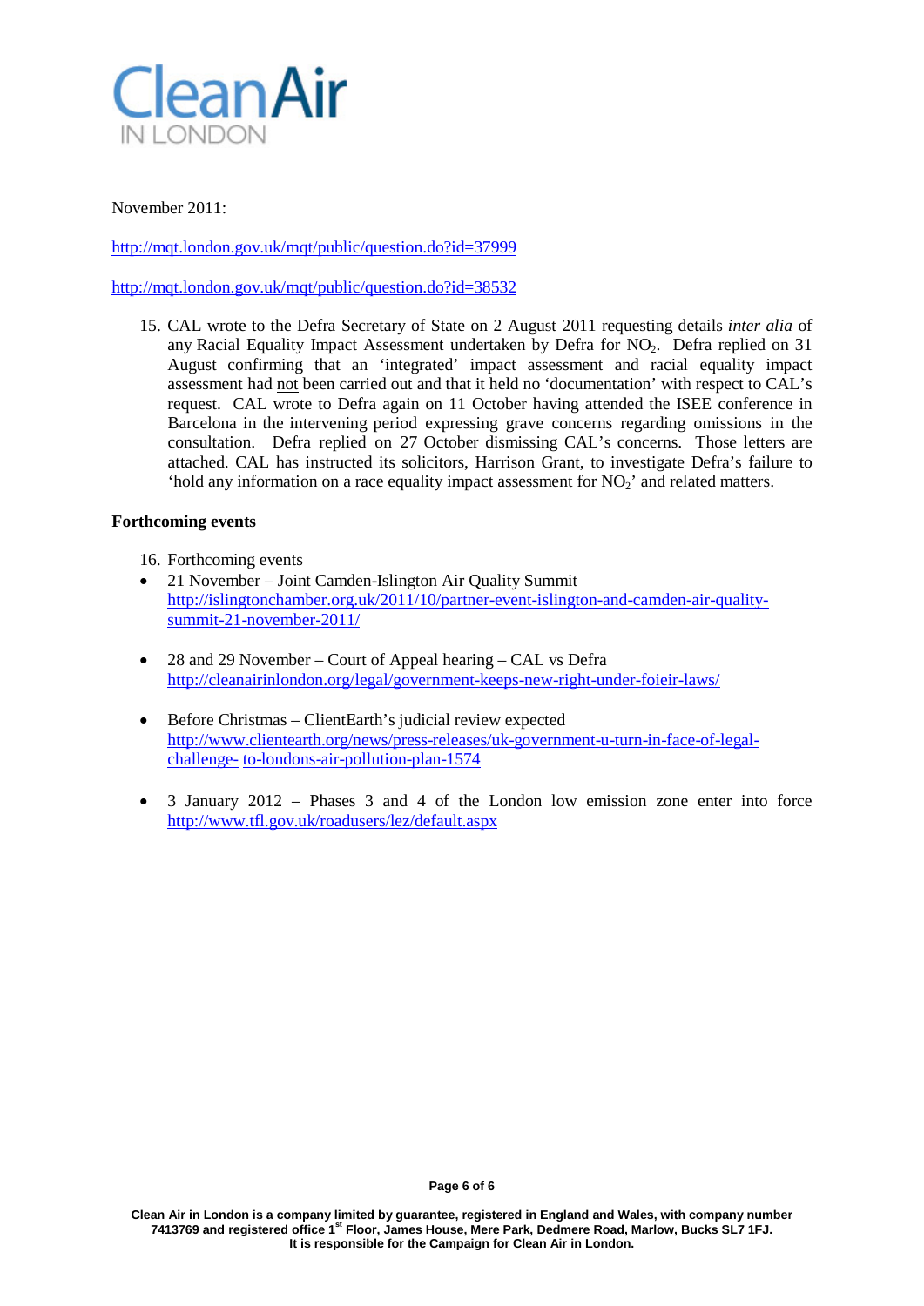Clean Air IN LONDON

November 2011:

http://mqt.london.gov.uk/mqt/public/question.do?id=37999

http://mqt.london.gov.uk/mqt/public/question.do?id=38532

15. CAL wrote to the Defra Secretary of State on 2 August 2011 requesting details *inter alia* of any Racial Equality Impact Assessment undertaken by Defra for $NO_2$. Defra replied on 31 August confirming that an 'integrated' impact assessment and racial equality impact assessment had not been carried out and that it held no 'documentation' with respect to CAL's request. CAL wrote to Defra again on 11 October having attended the ISEE conference in Barcelona in the intervening period expressing grave concerns regarding omissions in the consultation. Defra replied on 27 October dismissing CAL's concerns. Those letters are attached. CAL has instructed its solicitors, Harrison Grant, to investigate Defra's failure to 'hold any information on a race equality impact assessment for $NO_2$' and related matters.

**Forthcoming events**

16. Forthcoming events

- 21 November – Joint Camden-Islington Air Quality Summit http://islingtonchamber.org.uk/2011/10/partner-event-islington-and-camden-air-quality-summit-21-november-2011/

- 28 and 29 November – Court of Appeal hearing – CAL vs Defra http://cleanairinlondon.org/legal/government-keeps-new-right-under-foieir-laws/

- Before Christmas – ClientEarth's judicial review expected http://www.clientearth.org/news/press-releases/uk-government-u-turn-in-face-of-legal-challenge- to-londons-air-pollution-plan-1574

- 3 January 2012 – Phases 3 and 4 of the London low emission zone enter into force http://www.tfl.gov.uk/roadusers/lez/default.aspx

Clean Air in London is a company limited by guarantee, registered in England and Wales, with company number 7413769 and registered office 1st Floor, James House, Mere Park, Dedmere Road, Marlow, Bucks SL7 1FJ. It is responsible for the Campaign for Clean Air in London.